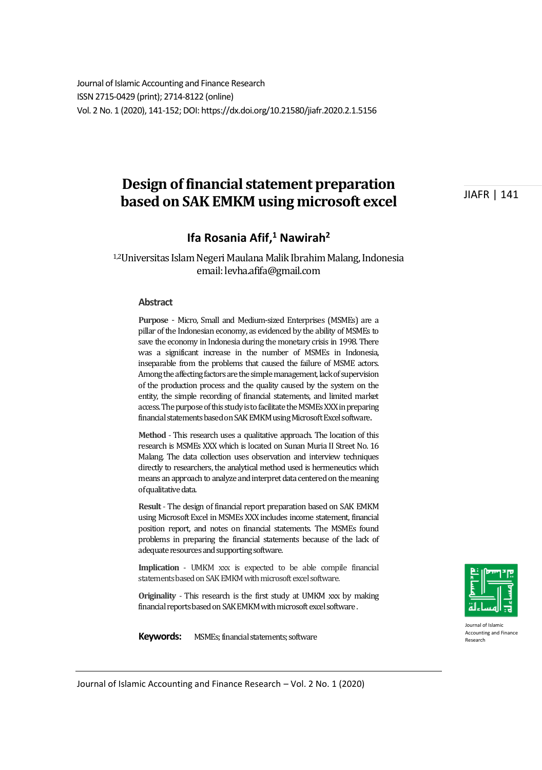Journal of Islamic Accounting and Finance Research
ISSN 2715-0429 (print); 2714-8122 (online)
Vol. 2 No. 1 (2020), 141-152; DOI: https://dx.doi.org/10.21580/jiafr.2020.2.1.5156

# Design of financial statement preparation based on SAK EMKM using microsoft excel

## Ifa Rosania Afif,[1] Nawirah[2]

[1,2]Universitas Islam Negeri Maulana Malik Ibrahim Malang, Indonesia
email: levha.afifa@gmail.com

### Abstract

**Purpose** - Micro, Small and Medium-sized Enterprises (MSMEs) are a pillar of the Indonesian economy, as evidenced by the ability of MSMEs to save the economy in Indonesia during the monetary crisis in 1998. There was a significant increase in the number of MSMEs in Indonesia, inseparable from the problems that caused the failure of MSME actors. Among the affecting factors are the simple management, lack of supervision of the production process and the quality caused by the system on the entity, the simple recording of financial statements, and limited market access. The purpose of this study is to facilitate the MSMEs XXX in preparing financial statements based on SAK EMKM using Microsoft Excel software.

**Method** - This research uses a qualitative approach. The location of this research is MSMEs XXX which is located on Sunan Muria II Street No. 16 Malang. The data collection uses observation and interview techniques directly to researchers, the analytical method used is hermeneutics which means an approach to analyze and interpret data centered on the meaning of qualitative data.

**Result** - The design of financial report preparation based on SAK EMKM using Microsoft Excel in MSMEs XXX includes income statement, financial position report, and notes on financial statements. The MSMEs found problems in preparing the financial statements because of the lack of adequate resources and supporting software.

**Implication** - UMKM xxx is expected to be able compile financial statements based on SAK EMKM with microsoft excel software.

**Originality** - This research is the first study at UMKM xxx by making financial reports based on SAK EMKM with microsoft excel software .

**Keywords:** MSMEs; financial statements; software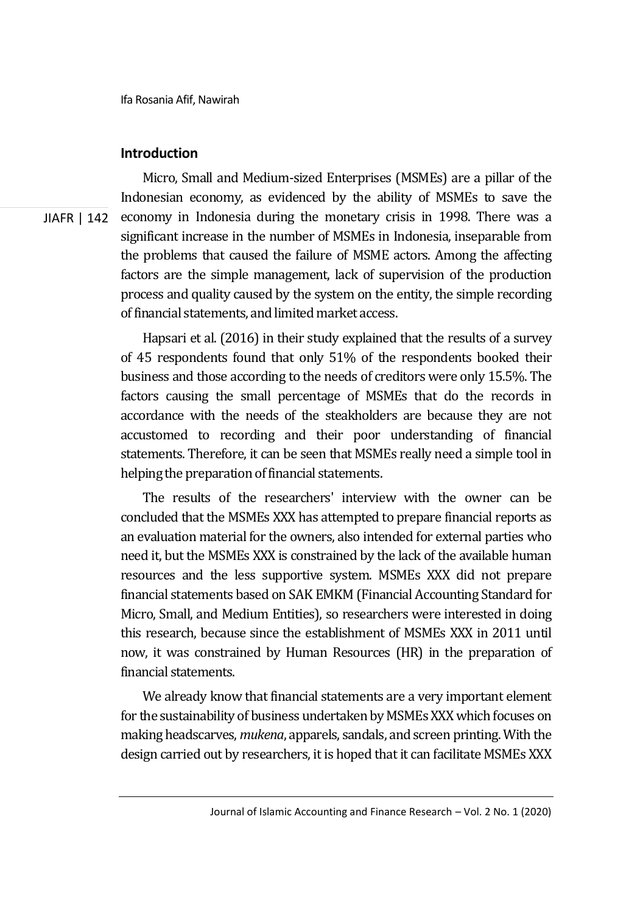## Introduction

Micro, Small and Medium-sized Enterprises (MSMEs) are a pillar of the Indonesian economy, as evidenced by the ability of MSMEs to save the economy in Indonesia during the monetary crisis in 1998. There was a significant increase in the number of MSMEs in Indonesia, inseparable from the problems that caused the failure of MSME actors. Among the affecting factors are the simple management, lack of supervision of the production process and quality caused by the system on the entity, the simple recording of financial statements, and limited market access.

Hapsari et al. (2016) in their study explained that the results of a survey of 45 respondents found that only 51% of the respondents booked their business and those according to the needs of creditors were only 15.5%. The factors causing the small percentage of MSMEs that do the records in accordance with the needs of the steakholders are because they are not accustomed to recording and their poor understanding of financial statements. Therefore, it can be seen that MSMEs really need a simple tool in helping the preparation of financial statements.

The results of the researchers' interview with the owner can be concluded that the MSMEs XXX has attempted to prepare financial reports as an evaluation material for the owners, also intended for external parties who need it, but the MSMEs XXX is constrained by the lack of the available human resources and the less supportive system. MSMEs XXX did not prepare financial statements based on SAK EMKM (Financial Accounting Standard for Micro, Small, and Medium Entities), so researchers were interested in doing this research, because since the establishment of MSMEs XXX in 2011 until now, it was constrained by Human Resources (HR) in the preparation of financial statements.

We already know that financial statements are a very important element for the sustainability of business undertaken by MSMEs XXX which focuses on making headscarves, *mukena*, apparels, sandals, and screen printing. With the design carried out by researchers, it is hoped that it can facilitate MSMEs XXX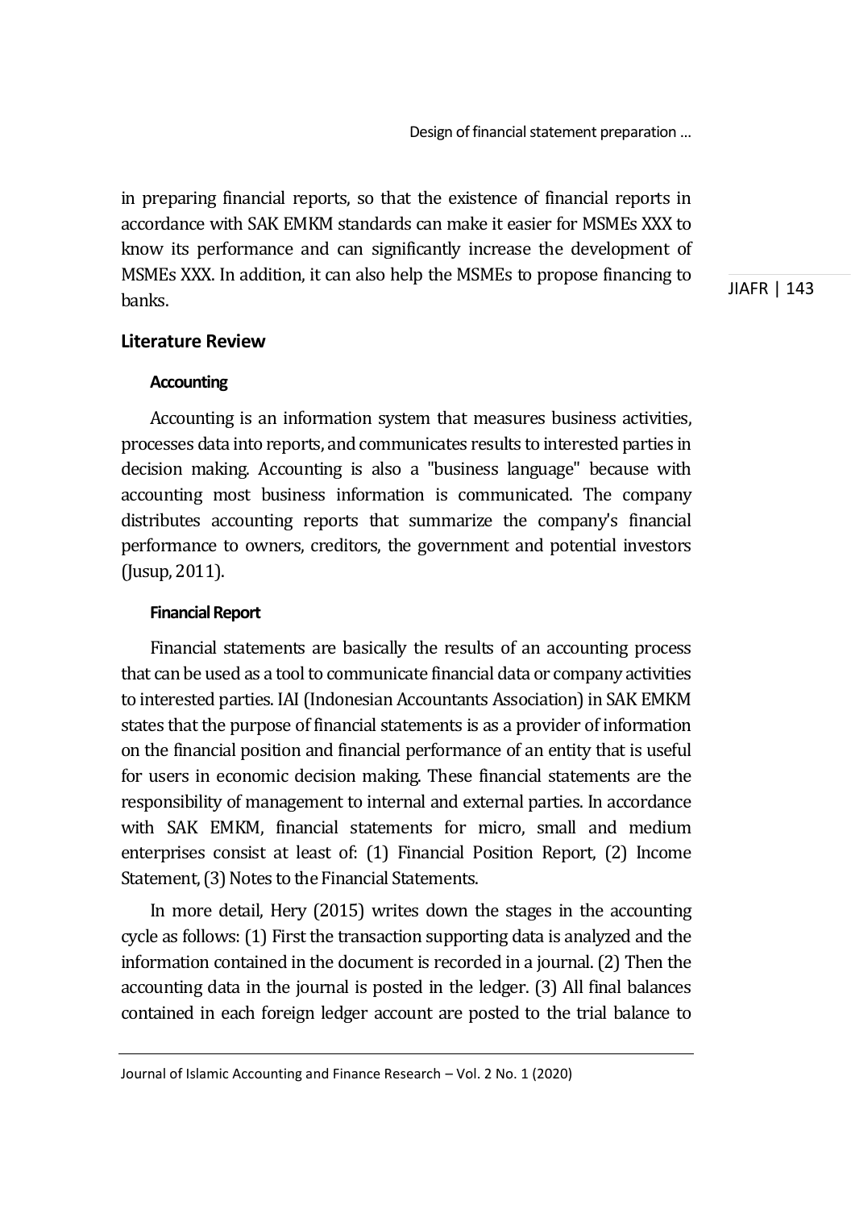in preparing financial reports, so that the existence of financial reports in accordance with SAK EMKM standards can make it easier for MSMEs XXX to know its performance and can significantly increase the development of MSMEs XXX. In addition, it can also help the MSMEs to propose financing to banks.

## Literature Review

### Accounting

Accounting is an information system that measures business activities, processes data into reports, and communicates results to interested parties in decision making. Accounting is also a "business language" because with accounting most business information is communicated. The company distributes accounting reports that summarize the company's financial performance to owners, creditors, the government and potential investors (Jusup, 2011).

### Financial Report

Financial statements are basically the results of an accounting process that can be used as a tool to communicate financial data or company activities to interested parties. IAI (Indonesian Accountants Association) in SAK EMKM states that the purpose of financial statements is as a provider of information on the financial position and financial performance of an entity that is useful for users in economic decision making. These financial statements are the responsibility of management to internal and external parties. In accordance with SAK EMKM, financial statements for micro, small and medium enterprises consist at least of: (1) Financial Position Report, (2) Income Statement, (3) Notes to the Financial Statements.

In more detail, Hery (2015) writes down the stages in the accounting cycle as follows: (1) First the transaction supporting data is analyzed and the information contained in the document is recorded in a journal. (2) Then the accounting data in the journal is posted in the ledger. (3) All final balances contained in each foreign ledger account are posted to the trial balance to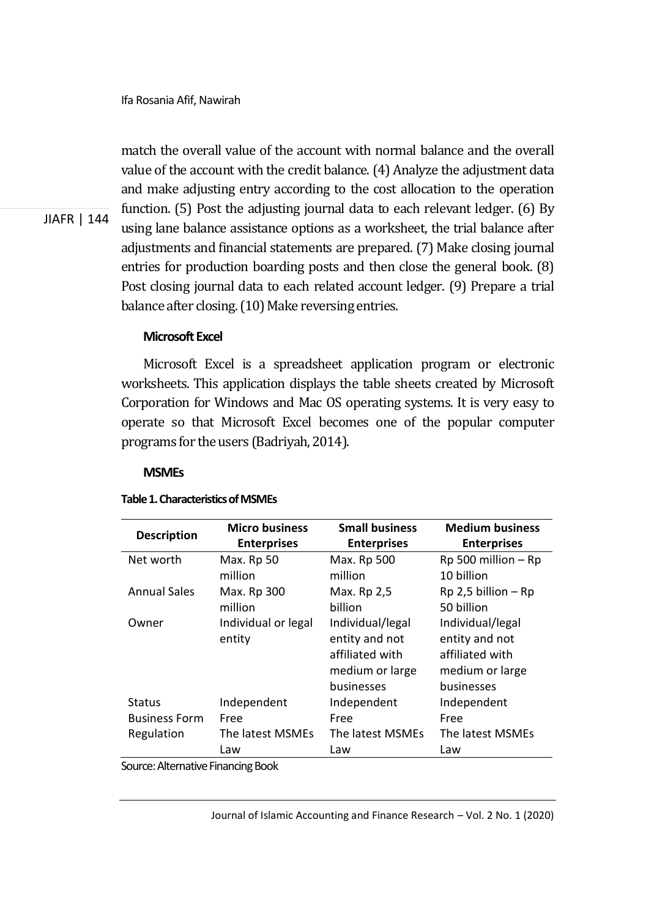match the overall value of the account with normal balance and the overall value of the account with the credit balance. (4) Analyze the adjustment data and make adjusting entry according to the cost allocation to the operation function. (5) Post the adjusting journal data to each relevant ledger. (6) By using lane balance assistance options as a worksheet, the trial balance after adjustments and financial statements are prepared. (7) Make closing journal entries for production boarding posts and then close the general book. (8) Post closing journal data to each related account ledger. (9) Prepare a trial balance after closing. (10) Make reversing entries.

### Microsoft Excel

Microsoft Excel is a spreadsheet application program or electronic worksheets. This application displays the table sheets created by Microsoft Corporation for Windows and Mac OS operating systems. It is very easy to operate so that Microsoft Excel becomes one of the popular computer programs for the users (Badriyah, 2014).

### MSMEs

**Table 1. Characteristics of MSMEs**

| Description | Micro business Enterprises | Small business Enterprises | Medium business Enterprises |
|---|---|---|---|
| Net worth | Max. Rp 50 million | Max. Rp 500 million | Rp 500 million – Rp 10 billion |
| Annual Sales | Max. Rp 300 million | Max. Rp 2,5 billion | Rp 2,5 billion – Rp 50 billion |
| Owner | Individual or legal entity | Individual/legal entity and not affiliated with medium or large businesses | Individual/legal entity and not affiliated with medium or large businesses |
| Status | Independent | Independent | Independent |
| Business Form | Free | Free | Free |
| Regulation | The latest MSMEs Law | The latest MSMEs Law | The latest MSMEs Law |

Source: Alternative Financing Book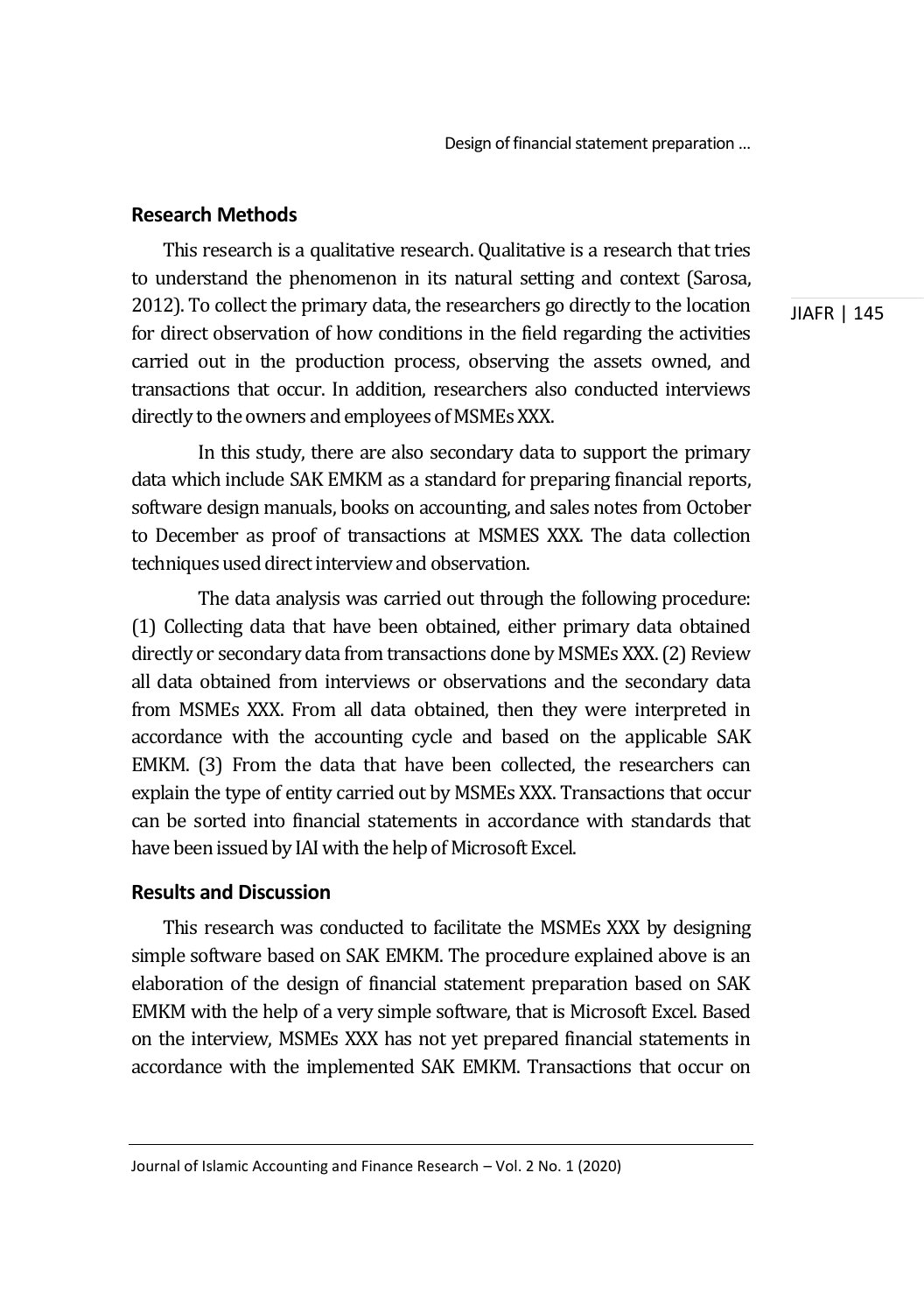## Research Methods

This research is a qualitative research. Qualitative is a research that tries to understand the phenomenon in its natural setting and context (Sarosa, 2012). To collect the primary data, the researchers go directly to the location for direct observation of how conditions in the field regarding the activities carried out in the production process, observing the assets owned, and transactions that occur. In addition, researchers also conducted interviews directly to the owners and employees of MSMEs XXX.

In this study, there are also secondary data to support the primary data which include SAK EMKM as a standard for preparing financial reports, software design manuals, books on accounting, and sales notes from October to December as proof of transactions at MSMES XXX. The data collection techniques used direct interview and observation.

The data analysis was carried out through the following procedure: (1) Collecting data that have been obtained, either primary data obtained directly or secondary data from transactions done by MSMEs XXX. (2) Review all data obtained from interviews or observations and the secondary data from MSMEs XXX. From all data obtained, then they were interpreted in accordance with the accounting cycle and based on the applicable SAK EMKM. (3) From the data that have been collected, the researchers can explain the type of entity carried out by MSMEs XXX. Transactions that occur can be sorted into financial statements in accordance with standards that have been issued by IAI with the help of Microsoft Excel.

## Results and Discussion

This research was conducted to facilitate the MSMEs XXX by designing simple software based on SAK EMKM. The procedure explained above is an elaboration of the design of financial statement preparation based on SAK EMKM with the help of a very simple software, that is Microsoft Excel. Based on the interview, MSMEs XXX has not yet prepared financial statements in accordance with the implemented SAK EMKM. Transactions that occur on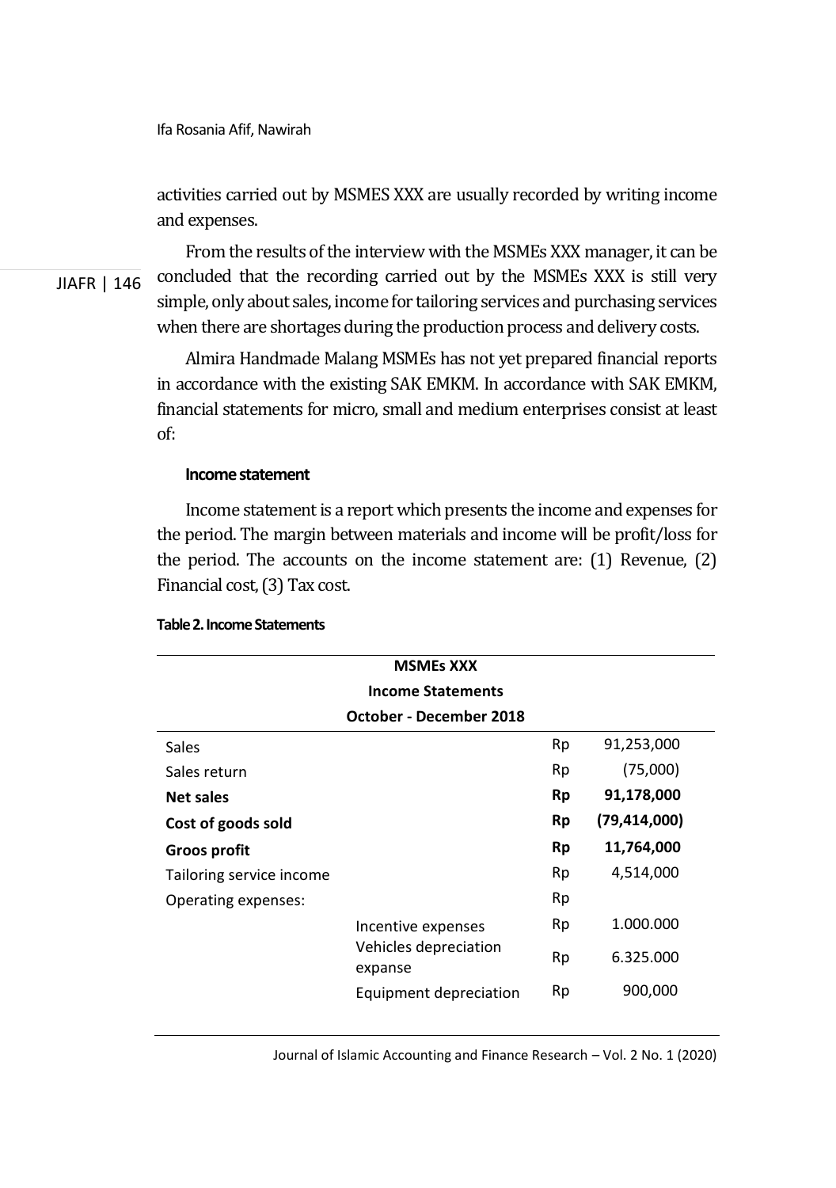activities carried out by MSMES XXX are usually recorded by writing income and expenses.

From the results of the interview with the MSMEs XXX manager, it can be concluded that the recording carried out by the MSMEs XXX is still very simple, only about sales, income for tailoring services and purchasing services when there are shortages during the production process and delivery costs.

Almira Handmade Malang MSMEs has not yet prepared financial reports in accordance with the existing SAK EMKM. In accordance with SAK EMKM, financial statements for micro, small and medium enterprises consist at least of:

**Income statement**

Income statement is a report which presents the income and expenses for the period. The margin between materials and income will be profit/loss for the period. The accounts on the income statement are: (1) Revenue, (2) Financial cost, (3) Tax cost.

**Table 2. Income Statements**

| **MSMEs XXX<br>Income Statements<br>October - December 2018** | | | |
|---|---|---|---|
| Sales | | Rp | 91,253,000 |
| Sales return | | Rp | (75,000) |
| **Net sales** | | **Rp** | **91,178,000** |
| **Cost of goods sold** | | **Rp** | **(79,414,000)** |
| **Groos profit** | | **Rp** | **11,764,000** |
| Tailoring service income | | Rp | 4,514,000 |
| Operating expenses: | | Rp | |
| | Incentive expenses | Rp | 1.000.000 |
| | Vehicles depreciation expanse | Rp | 6.325.000 |
| | Equipment depreciation | Rp | 900,000 |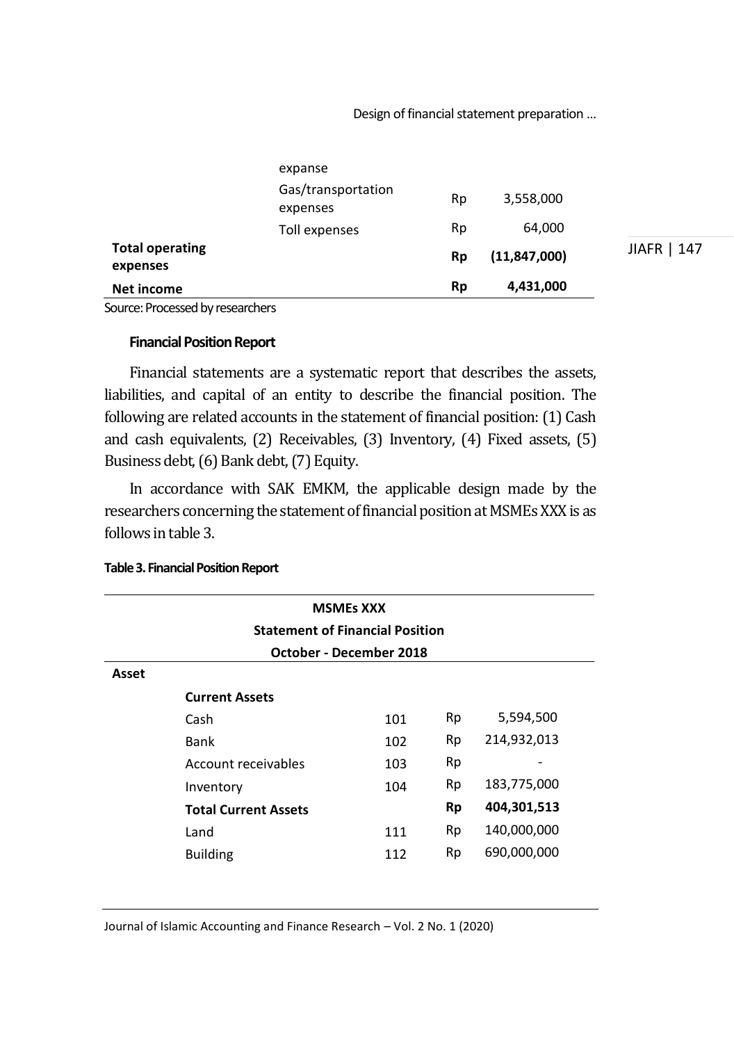| | | | |
|---|---|---|---|
| | expanse | | |
| | Gas/transportation expenses | Rp | 3,558,000 |
| | Toll expenses | Rp | 64,000 |
| **Total operating expenses** | | **Rp** | **(11,847,000)** |
| **Net income** | | **Rp** | **4,431,000** |

Source: Processed by researchers

### Financial Position Report

Financial statements are a systematic report that describes the assets, liabilities, and capital of an entity to describe the financial position. The following are related accounts in the statement of financial position: (1) Cash and cash equivalents, (2) Receivables, (3) Inventory, (4) Fixed assets, (5) Business debt, (6) Bank debt, (7) Equity.

In accordance with SAK EMKM, the applicable design made by the researchers concerning the statement of financial position at MSMEs XXX is as follows in table 3.

**Table 3. Financial Position Report**

| **MSMEs XXX<br>Statement of Financial Position<br>October - December 2018** | | | | |
|---|---|---|---|---|
| **Asset** | | | | |
| | **Current Assets** | | | |
| | Cash | 101 | Rp | 5,594,500 |
| | Bank | 102 | Rp | 214,932,013 |
| | Account receivables | 103 | Rp | - |
| | Inventory | 104 | Rp | 183,775,000 |
| | **Total Current Assets** | | **Rp** | **404,301,513** |
| | Land | 111 | Rp | 140,000,000 |
| | Building | 112 | Rp | 690,000,000 |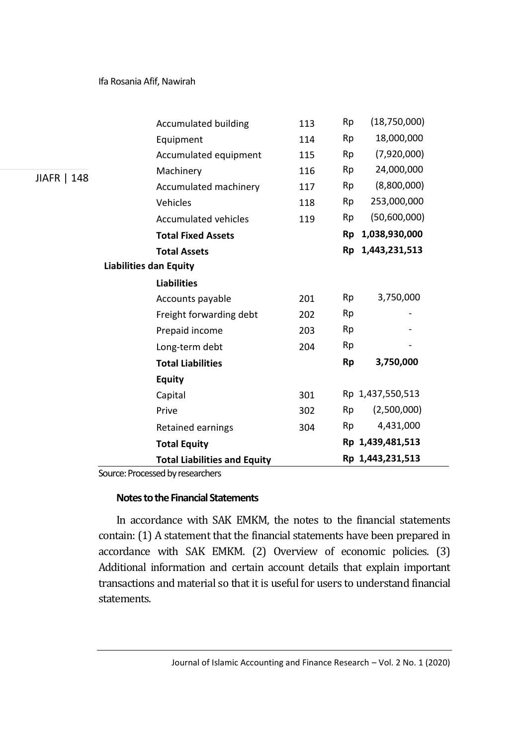| | | |
|---|---|---|
| Accumulated building | 113 | Rp (18,750,000) |
| Equipment | 114 | Rp 18,000,000 |
| Accumulated equipment | 115 | Rp (7,920,000) |
| Machinery | 116 | Rp 24,000,000 |
| Accumulated machinery | 117 | Rp (8,800,000) |
| Vehicles | 118 | Rp 253,000,000 |
| Accumulated vehicles | 119 | Rp (50,600,000) |
| **Total Fixed Assets** | | **Rp 1,038,930,000** |
| **Total Assets** | | **Rp 1,443,231,513** |
| **Liabilities dan Equity** | | |
| **Liabilities** | | |
| Accounts payable | 201 | Rp 3,750,000 |
| Freight forwarding debt | 202 | Rp - |
| Prepaid income | 203 | Rp - |
| Long-term debt | 204 | Rp - |
| **Total Liabilities** | | **Rp 3,750,000** |
| **Equity** | | |
| Capital | 301 | Rp 1,437,550,513 |
| Prive | 302 | Rp (2,500,000) |
| Retained earnings | 304 | Rp 4,431,000 |
| **Total Equity** | | **Rp 1,439,481,513** |
| **Total Liabilities and Equity** | | **Rp 1,443,231,513** |

Source: Processed by researchers

**Notes to the Financial Statements**

In accordance with SAK EMKM, the notes to the financial statements contain: (1) A statement that the financial statements have been prepared in accordance with SAK EMKM. (2) Overview of economic policies. (3) Additional information and certain account details that explain important transactions and material so that it is useful for users to understand financial statements.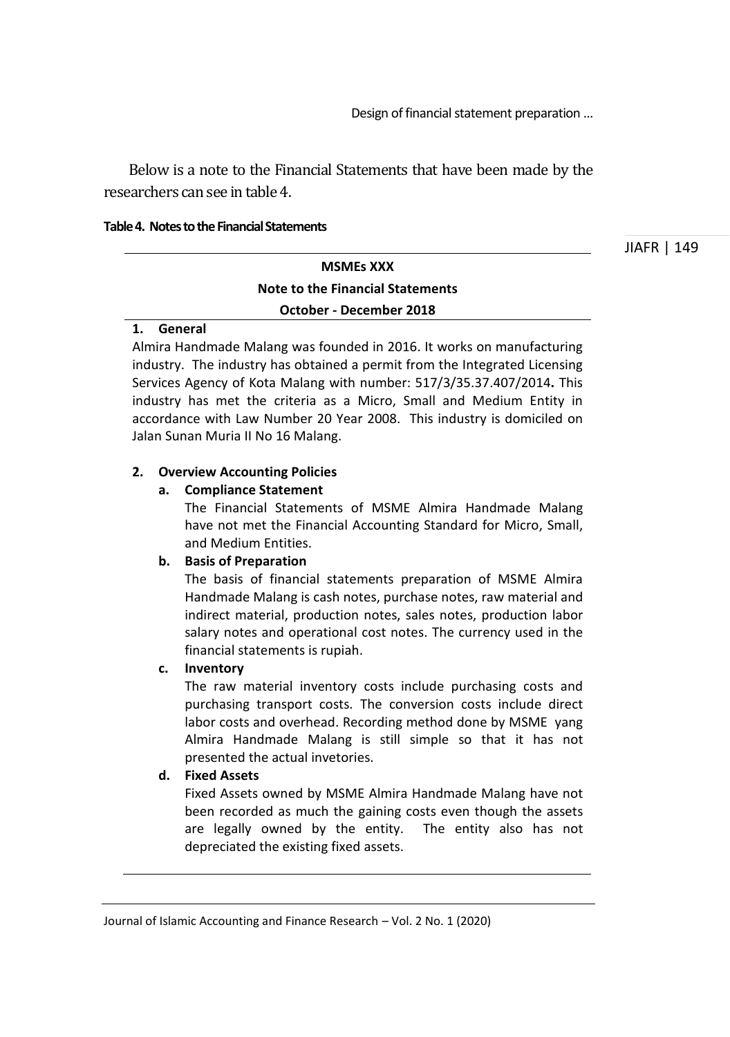Below is a note to the Financial Statements that have been made by the researchers can see in table 4.

**Table 4. Notes to the Financial Statements**

**MSMEs XXX**

**Note to the Financial Statements**

**October - December 2018**

**1. General**

Almira Handmade Malang was founded in 2016. It works on manufacturing industry. The industry has obtained a permit from the Integrated Licensing Services Agency of Kota Malang with number: 517/3/35.37.407/2014**.** This industry has met the criteria as a Micro, Small and Medium Entity in accordance with Law Number 20 Year 2008. This industry is domiciled on Jalan Sunan Muria II No 16 Malang.

**2. Overview Accounting Policies**

**a. Compliance Statement**

The Financial Statements of MSME Almira Handmade Malang have not met the Financial Accounting Standard for Micro, Small, and Medium Entities.

**b. Basis of Preparation**

The basis of financial statements preparation of MSME Almira Handmade Malang is cash notes, purchase notes, raw material and indirect material, production notes, sales notes, production labor salary notes and operational cost notes. The currency used in the financial statements is rupiah.

**c. Inventory**

The raw material inventory costs include purchasing costs and purchasing transport costs. The conversion costs include direct labor costs and overhead. Recording method done by MSME yang Almira Handmade Malang is still simple so that it has not presented the actual invetories.

**d. Fixed Assets**

Fixed Assets owned by MSME Almira Handmade Malang have not been recorded as much the gaining costs even though the assets are legally owned by the entity. The entity also has not depreciated the existing fixed assets.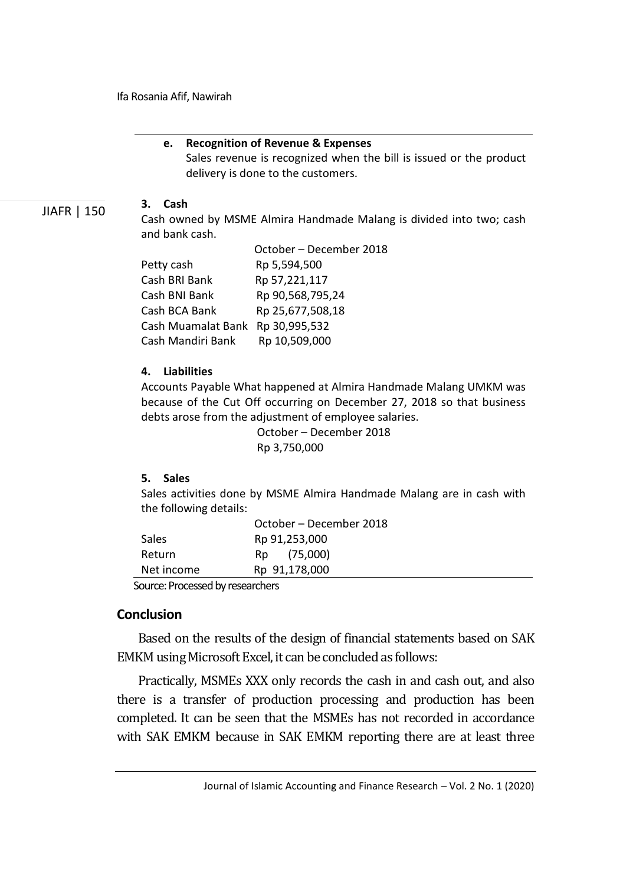**e. Recognition of Revenue & Expenses**

Sales revenue is recognized when the bill is issued or the product delivery is done to the customers.

**3. Cash**

Cash owned by MSME Almira Handmade Malang is divided into two; cash and bank cash.

| | October – December 2018 |
|---|---|
| Petty cash | Rp 5,594,500 |
| Cash BRI Bank | Rp 57,221,117 |
| Cash BNI Bank | Rp 90,568,795,24 |
| Cash BCA Bank | Rp 25,677,508,18 |
| Cash Muamalat Bank | Rp 30,995,532 |
| Cash Mandiri Bank | Rp 10,509,000 |

**4. Liabilities**

Accounts Payable What happened at Almira Handmade Malang UMKM was because of the Cut Off occurring on December 27, 2018 so that business debts arose from the adjustment of employee salaries.

| October – December 2018 |
|---|
| Rp 3,750,000 |

**5. Sales**

Sales activities done by MSME Almira Handmade Malang are in cash with the following details:

| | October – December 2018 |
|---|---|
| Sales | Rp 91,253,000 |
| Return | Rp (75,000) |
| Net income | Rp 91,178,000 |

Source: Processed by researchers

## Conclusion

Based on the results of the design of financial statements based on SAK EMKM using Microsoft Excel, it can be concluded as follows:

Practically, MSMEs XXX only records the cash in and cash out, and also there is a transfer of production processing and production has been completed. It can be seen that the MSMEs has not recorded in accordance with SAK EMKM because in SAK EMKM reporting there are at least three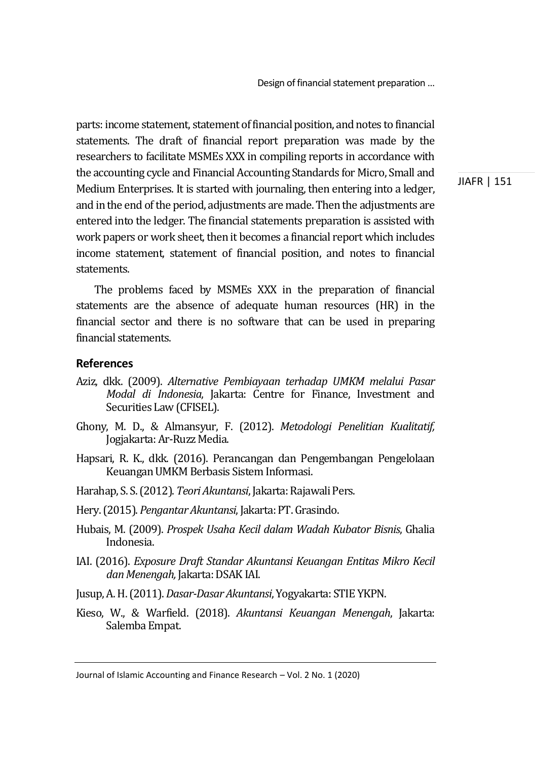parts: income statement, statement of financial position, and notes to financial statements. The draft of financial report preparation was made by the researchers to facilitate MSMEs XXX in compiling reports in accordance with the accounting cycle and Financial Accounting Standards for Micro, Small and Medium Enterprises. It is started with journaling, then entering into a ledger, and in the end of the period, adjustments are made. Then the adjustments are entered into the ledger. The financial statements preparation is assisted with work papers or work sheet, then it becomes a financial report which includes income statement, statement of financial position, and notes to financial statements.

The problems faced by MSMEs XXX in the preparation of financial statements are the absence of adequate human resources (HR) in the financial sector and there is no software that can be used in preparing financial statements.

## References

Aziz, dkk. (2009). *Alternative Pembiayaan terhadap UMKM melalui Pasar Modal di Indonesia*, Jakarta: Centre for Finance, Investment and Securities Law (CFISEL).

Ghony, M. D., & Almansyur, F. (2012). *Metodologi Penelitian Kualitatif,* Jogjakarta: Ar-Ruzz Media.

Hapsari, R. K., dkk. (2016). Perancangan dan Pengembangan Pengelolaan Keuangan UMKM Berbasis Sistem Informasi.

Harahap, S. S. (2012). *Teori Akuntansi*, Jakarta: Rajawali Pers.

Hery. (2015). *Pengantar Akuntansi*, Jakarta: PT. Grasindo.

Hubais, M. (2009). *Prospek Usaha Kecil dalam Wadah Kubator Bisnis*, Ghalia Indonesia.

IAI. (2016). *Exposure Draft Standar Akuntansi Keuangan Entitas Mikro Kecil dan Menengah,* Jakarta: DSAK IAI.

Jusup, A. H. (2011). *Dasar-Dasar Akuntansi*, Yogyakarta: STIE YKPN.

Kieso, W., & Warfield. (2018). *Akuntansi Keuangan Menengah*, Jakarta: Salemba Empat.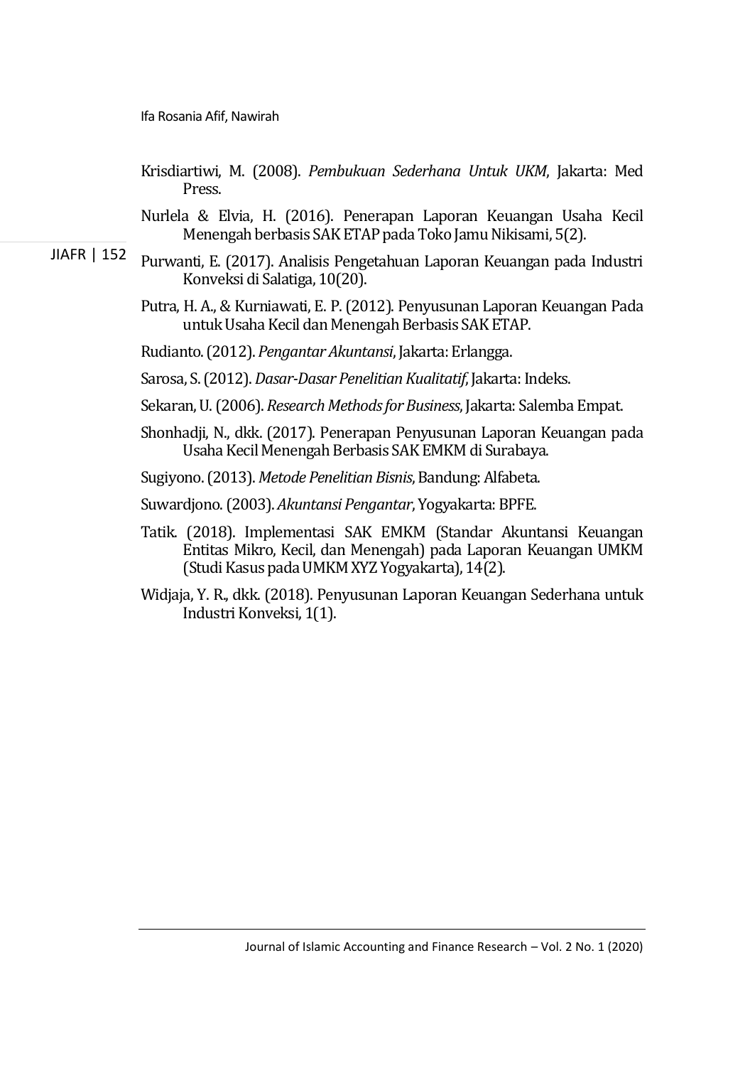Krisdiartiwi, M. (2008). *Pembukuan Sederhana Untuk UKM*, Jakarta: Med Press.

Nurlela & Elvia, H. (2016). Penerapan Laporan Keuangan Usaha Kecil Menengah berbasis SAK ETAP pada Toko Jamu Nikisami, 5(2).

Purwanti, E. (2017). Analisis Pengetahuan Laporan Keuangan pada Industri Konveksi di Salatiga, 10(20).

Putra, H. A., & Kurniawati, E. P. (2012). Penyusunan Laporan Keuangan Pada untuk Usaha Kecil dan Menengah Berbasis SAK ETAP.

Rudianto. (2012). *Pengantar Akuntansi*, Jakarta: Erlangga.

Sarosa, S. (2012). *Dasar-Dasar Penelitian Kualitatif*, Jakarta: Indeks.

Sekaran, U. (2006). *Research Methods for Business*, Jakarta: Salemba Empat.

Shonhadji, N., dkk. (2017). Penerapan Penyusunan Laporan Keuangan pada Usaha Kecil Menengah Berbasis SAK EMKM di Surabaya.

Sugiyono. (2013). *Metode Penelitian Bisnis*, Bandung: Alfabeta.

Suwardjono. (2003). *Akuntansi Pengantar*, Yogyakarta: BPFE.

Tatik. (2018). Implementasi SAK EMKM (Standar Akuntansi Keuangan Entitas Mikro, Kecil, dan Menengah) pada Laporan Keuangan UMKM (Studi Kasus pada UMKM XYZ Yogyakarta), 14(2).

Widjaja, Y. R., dkk. (2018). Penyusunan Laporan Keuangan Sederhana untuk Industri Konveksi, 1(1).